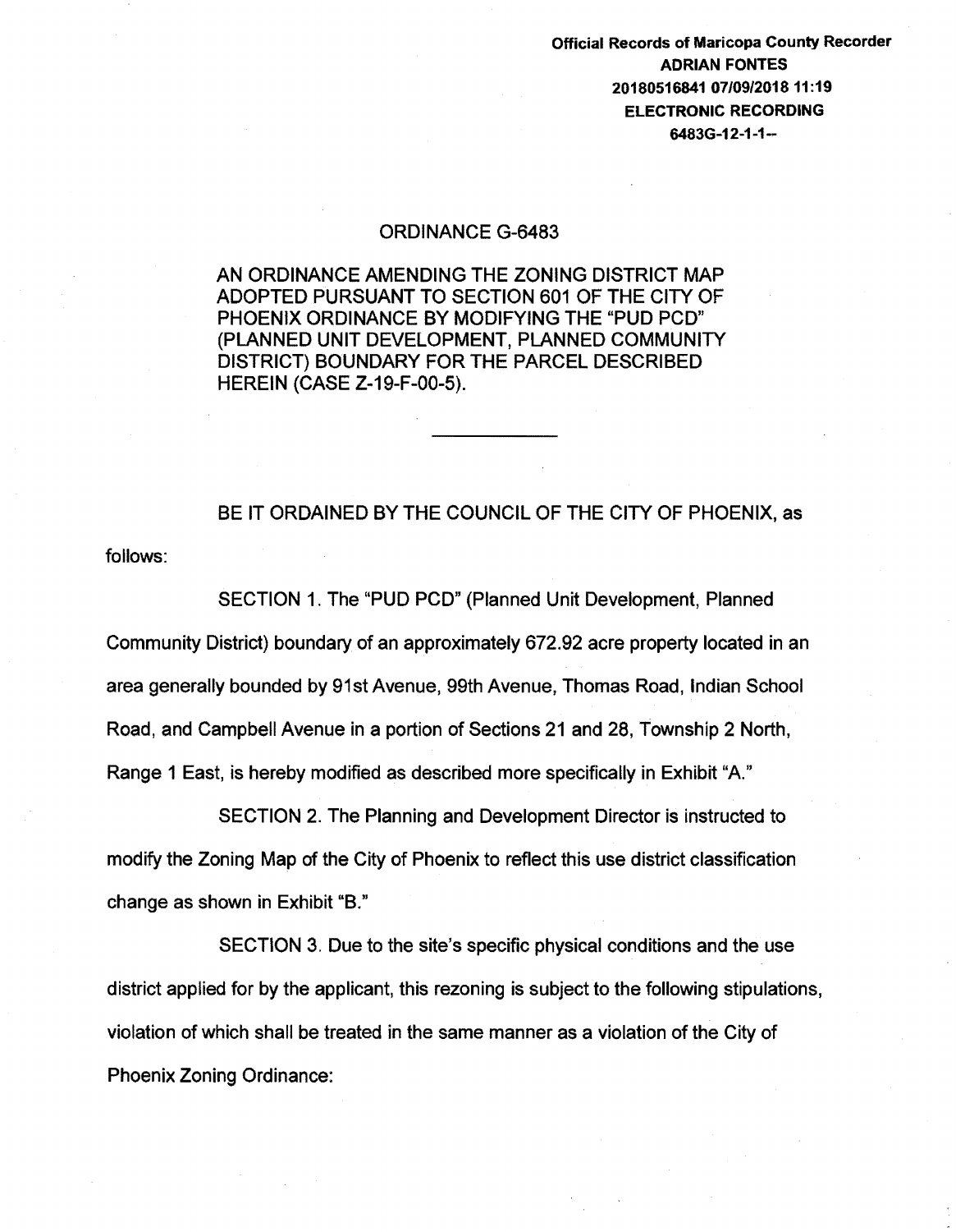Official Records of Maricopa County Recorder
ADRIAN FONTES
20180516841 07/09/2018 11:19
ELECTRONIC RECORDING
6483G-12-1-1--

# ORDINANCE G-6483

AN ORDINANCE AMENDING THE ZONING DISTRICT MAP ADOPTED PURSUANT TO SECTION 601 OF THE CITY OF PHOENIX ORDINANCE BY MODIFYING THE "PUD PCD" (PLANNED UNIT DEVELOPMENT, PLANNED COMMUNITY DISTRICT) BOUNDARY FOR THE PARCEL DESCRIBED HEREIN (CASE Z-19-F-00-5).

---

BE IT ORDAINED BY THE COUNCIL OF THE CITY OF PHOENIX, as follows:

SECTION 1. The "PUD PCD" (Planned Unit Development, Planned Community District) boundary of an approximately 672.92 acre property located in an area generally bounded by 91st Avenue, 99th Avenue, Thomas Road, Indian School Road, and Campbell Avenue in a portion of Sections 21 and 28, Township 2 North, Range 1 East, is hereby modified as described more specifically in Exhibit "A."

SECTION 2. The Planning and Development Director is instructed to modify the Zoning Map of the City of Phoenix to reflect this use district classification change as shown in Exhibit "B."

SECTION 3. Due to the site's specific physical conditions and the use district applied for by the applicant, this rezoning is subject to the following stipulations, violation of which shall be treated in the same manner as a violation of the City of Phoenix Zoning Ordinance: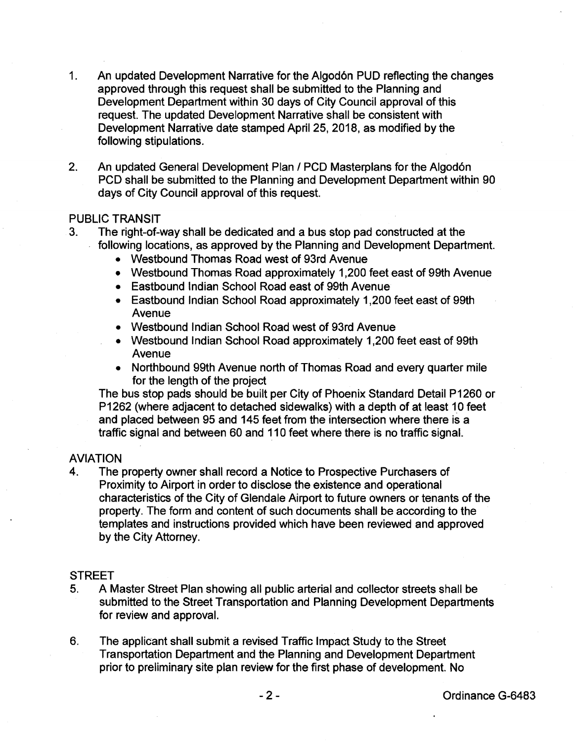1. An updated Development Narrative for the Algodón PUD reflecting the changes approved through this request shall be submitted to the Planning and Development Department within 30 days of City Council approval of this request. The updated Development Narrative shall be consistent with Development Narrative date stamped April 25, 2018, as modified by the following stipulations.

2. An updated General Development Plan / PCD Masterplans for the Algodón PCD shall be submitted to the Planning and Development Department within 90 days of City Council approval of this request.

PUBLIC TRANSIT

3. The right-of-way shall be dedicated and a bus stop pad constructed at the following locations, as approved by the Planning and Development Department.
   - Westbound Thomas Road west of 93rd Avenue
   - Westbound Thomas Road approximately 1,200 feet east of 99th Avenue
   - Eastbound Indian School Road east of 99th Avenue
   - Eastbound Indian School Road approximately 1,200 feet east of 99th Avenue
   - Westbound Indian School Road west of 93rd Avenue
   - Westbound Indian School Road approximately 1,200 feet east of 99th Avenue
   - Northbound 99th Avenue north of Thomas Road and every quarter mile for the length of the project

   The bus stop pads should be built per City of Phoenix Standard Detail P1260 or P1262 (where adjacent to detached sidewalks) with a depth of at least 10 feet and placed between 95 and 145 feet from the intersection where there is a traffic signal and between 60 and 110 feet where there is no traffic signal.

AVIATION

4. The property owner shall record a Notice to Prospective Purchasers of Proximity to Airport in order to disclose the existence and operational characteristics of the City of Glendale Airport to future owners or tenants of the property. The form and content of such documents shall be according to the templates and instructions provided which have been reviewed and approved by the City Attorney.

STREET

5. A Master Street Plan showing all public arterial and collector streets shall be submitted to the Street Transportation and Planning Development Departments for review and approval.

6. The applicant shall submit a revised Traffic Impact Study to the Street Transportation Department and the Planning and Development Department prior to preliminary site plan review for the first phase of development. No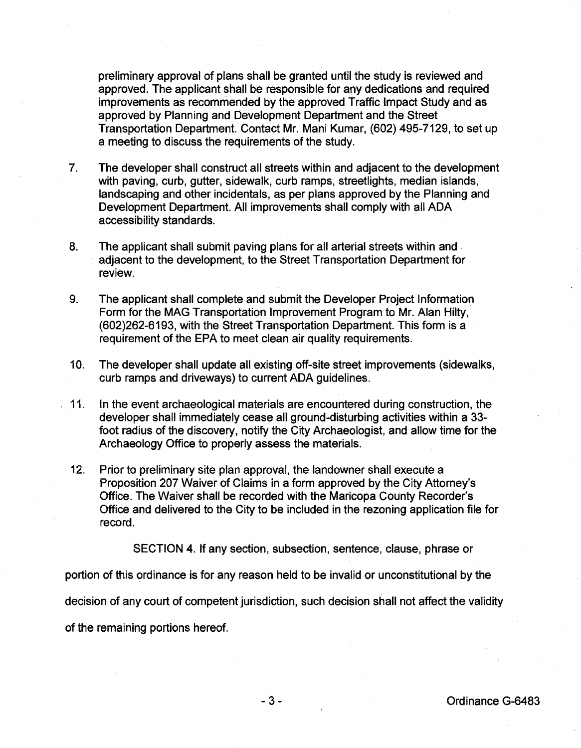preliminary approval of plans shall be granted until the study is reviewed and approved. The applicant shall be responsible for any dedications and required improvements as recommended by the approved Traffic Impact Study and as approved by Planning and Development Department and the Street Transportation Department. Contact Mr. Mani Kumar, (602) 495-7129, to set up a meeting to discuss the requirements of the study.

7. The developer shall construct all streets within and adjacent to the development with paving, curb, gutter, sidewalk, curb ramps, streetlights, median islands, landscaping and other incidentals, as per plans approved by the Planning and Development Department. All improvements shall comply with all ADA accessibility standards.

8. The applicant shall submit paving plans for all arterial streets within and adjacent to the development, to the Street Transportation Department for review.

9. The applicant shall complete and submit the Developer Project Information Form for the MAG Transportation Improvement Program to Mr. Alan Hilty, (602)262-6193, with the Street Transportation Department. This form is a requirement of the EPA to meet clean air quality requirements.

10. The developer shall update all existing off-site street improvements (sidewalks, curb ramps and driveways) to current ADA guidelines.

11. In the event archaeological materials are encountered during construction, the developer shall immediately cease all ground-disturbing activities within a 33-foot radius of the discovery, notify the City Archaeologist, and allow time for the Archaeology Office to properly assess the materials.

12. Prior to preliminary site plan approval, the landowner shall execute a Proposition 207 Waiver of Claims in a form approved by the City Attorney's Office. The Waiver shall be recorded with the Maricopa County Recorder's Office and delivered to the City to be included in the rezoning application file for record.

SECTION 4. If any section, subsection, sentence, clause, phrase or portion of this ordinance is for any reason held to be invalid or unconstitutional by the decision of any court of competent jurisdiction, such decision shall not affect the validity of the remaining portions hereof.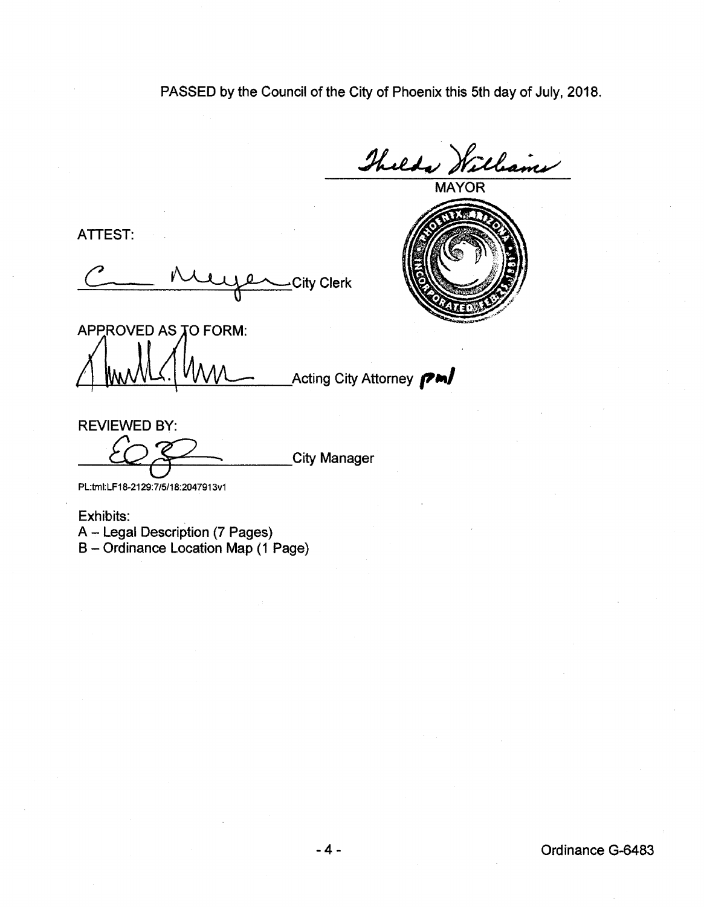PASSED by the Council of the City of Phoenix this 5th day of July, 2018.

_________________________
MAYOR

ATTEST:

_________________________ City Clerk

APPROVED AS TO FORM:

_________________________ Acting City Attorney pml

REVIEWED BY:

_________________________ City Manager

PL:tml:LF18-2129:7/5/18:2047913v1

Exhibits:
A – Legal Description (7 Pages)
B – Ordinance Location Map (1 Page)

Ordinance G-6483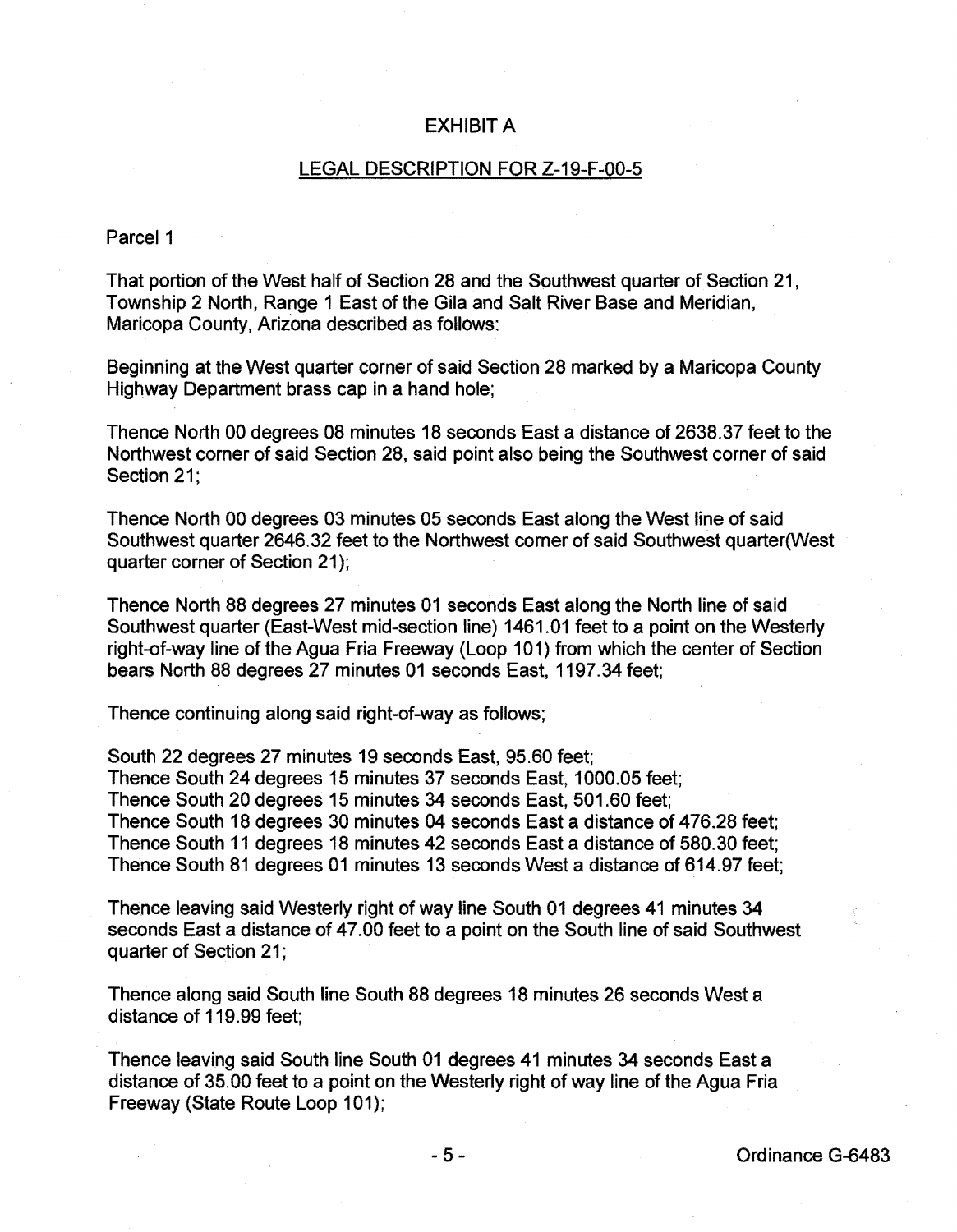# EXHIBIT A

## LEGAL DESCRIPTION FOR Z-19-F-00-5

Parcel 1

That portion of the West half of Section 28 and the Southwest quarter of Section 21, Township 2 North, Range 1 East of the Gila and Salt River Base and Meridian, Maricopa County, Arizona described as follows:

Beginning at the West quarter corner of said Section 28 marked by a Maricopa County Highway Department brass cap in a hand hole;

Thence North 00 degrees 08 minutes 18 seconds East a distance of 2638.37 feet to the Northwest corner of said Section 28, said point also being the Southwest corner of said Section 21;

Thence North 00 degrees 03 minutes 05 seconds East along the West line of said Southwest quarter 2646.32 feet to the Northwest corner of said Southwest quarter(West quarter corner of Section 21);

Thence North 88 degrees 27 minutes 01 seconds East along the North line of said Southwest quarter (East-West mid-section line) 1461.01 feet to a point on the Westerly right-of-way line of the Agua Fria Freeway (Loop 101) from which the center of Section bears North 88 degrees 27 minutes 01 seconds East, 1197.34 feet;

Thence continuing along said right-of-way as follows;

South 22 degrees 27 minutes 19 seconds East, 95.60 feet;
Thence South 24 degrees 15 minutes 37 seconds East, 1000.05 feet;
Thence South 20 degrees 15 minutes 34 seconds East, 501.60 feet;
Thence South 18 degrees 30 minutes 04 seconds East a distance of 476.28 feet;
Thence South 11 degrees 18 minutes 42 seconds East a distance of 580.30 feet;
Thence South 81 degrees 01 minutes 13 seconds West a distance of 614.97 feet;

Thence leaving said Westerly right of way line South 01 degrees 41 minutes 34 seconds East a distance of 47.00 feet to a point on the South line of said Southwest quarter of Section 21;

Thence along said South line South 88 degrees 18 minutes 26 seconds West a distance of 119.99 feet;

Thence leaving said South line South 01 degrees 41 minutes 34 seconds East a distance of 35.00 feet to a point on the Westerly right of way line of the Agua Fria Freeway (State Route Loop 101);

Ordinance G-6483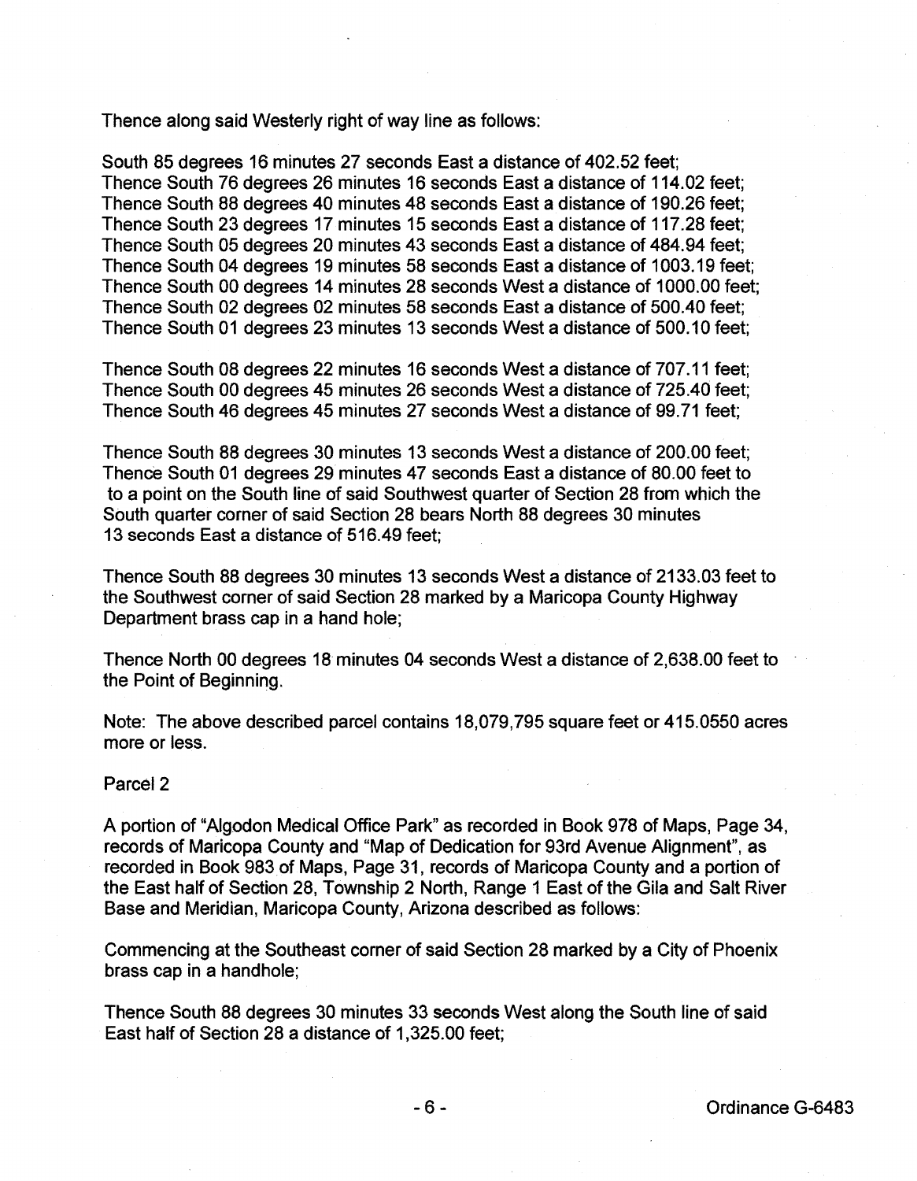Thence along said Westerly right of way line as follows:

South 85 degrees 16 minutes 27 seconds East a distance of 402.52 feet;
Thence South 76 degrees 26 minutes 16 seconds East a distance of 114.02 feet;
Thence South 88 degrees 40 minutes 48 seconds East a distance of 190.26 feet;
Thence South 23 degrees 17 minutes 15 seconds East a distance of 117.28 feet;
Thence South 05 degrees 20 minutes 43 seconds East a distance of 484.94 feet;
Thence South 04 degrees 19 minutes 58 seconds East a distance of 1003.19 feet;
Thence South 00 degrees 14 minutes 28 seconds West a distance of 1000.00 feet;
Thence South 02 degrees 02 minutes 58 seconds East a distance of 500.40 feet;
Thence South 01 degrees 23 minutes 13 seconds West a distance of 500.10 feet;

Thence South 08 degrees 22 minutes 16 seconds West a distance of 707.11 feet;
Thence South 00 degrees 45 minutes 26 seconds West a distance of 725.40 feet;
Thence South 46 degrees 45 minutes 27 seconds West a distance of 99.71 feet;

Thence South 88 degrees 30 minutes 13 seconds West a distance of 200.00 feet;
Thence South 01 degrees 29 minutes 47 seconds East a distance of 80.00 feet to to a point on the South line of said Southwest quarter of Section 28 from which the South quarter corner of said Section 28 bears North 88 degrees 30 minutes 13 seconds East a distance of 516.49 feet;

Thence South 88 degrees 30 minutes 13 seconds West a distance of 2133.03 feet to the Southwest corner of said Section 28 marked by a Maricopa County Highway Department brass cap in a hand hole;

Thence North 00 degrees 18 minutes 04 seconds West a distance of 2,638.00 feet to the Point of Beginning.

Note: The above described parcel contains 18,079,795 square feet or 415.0550 acres more or less.

Parcel 2

A portion of "Algodon Medical Office Park" as recorded in Book 978 of Maps, Page 34, records of Maricopa County and "Map of Dedication for 93rd Avenue Alignment", as recorded in Book 983 of Maps, Page 31, records of Maricopa County and a portion of the East half of Section 28, Township 2 North, Range 1 East of the Gila and Salt River Base and Meridian, Maricopa County, Arizona described as follows:

Commencing at the Southeast corner of said Section 28 marked by a City of Phoenix brass cap in a handhole;

Thence South 88 degrees 30 minutes 33 seconds West along the South line of said East half of Section 28 a distance of 1,325.00 feet;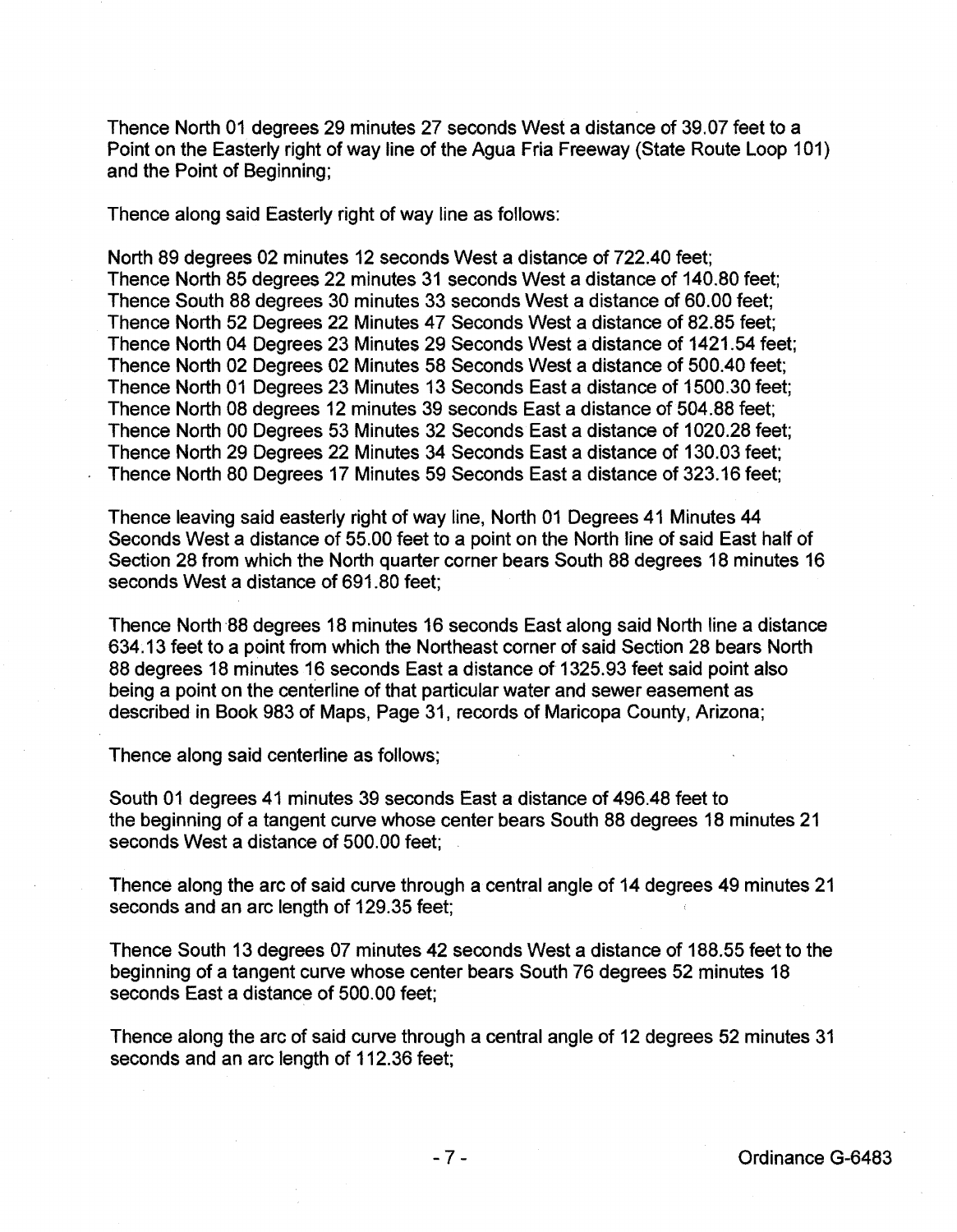Thence North 01 degrees 29 minutes 27 seconds West a distance of 39.07 feet to a Point on the Easterly right of way line of the Agua Fria Freeway (State Route Loop 101) and the Point of Beginning;

Thence along said Easterly right of way line as follows:

North 89 degrees 02 minutes 12 seconds West a distance of 722.40 feet;
Thence North 85 degrees 22 minutes 31 seconds West a distance of 140.80 feet;
Thence South 88 degrees 30 minutes 33 seconds West a distance of 60.00 feet;
Thence North 52 Degrees 22 Minutes 47 Seconds West a distance of 82.85 feet;
Thence North 04 Degrees 23 Minutes 29 Seconds West a distance of 1421.54 feet;
Thence North 02 Degrees 02 Minutes 58 Seconds West a distance of 500.40 feet;
Thence North 01 Degrees 23 Minutes 13 Seconds East a distance of 1500.30 feet;
Thence North 08 degrees 12 minutes 39 seconds East a distance of 504.88 feet;
Thence North 00 Degrees 53 Minutes 32 Seconds East a distance of 1020.28 feet;
Thence North 29 Degrees 22 Minutes 34 Seconds East a distance of 130.03 feet;
Thence North 80 Degrees 17 Minutes 59 Seconds East a distance of 323.16 feet;

Thence leaving said easterly right of way line, North 01 Degrees 41 Minutes 44 Seconds West a distance of 55.00 feet to a point on the North line of said East half of Section 28 from which the North quarter corner bears South 88 degrees 18 minutes 16 seconds West a distance of 691.80 feet;

Thence North 88 degrees 18 minutes 16 seconds East along said North line a distance 634.13 feet to a point from which the Northeast corner of said Section 28 bears North 88 degrees 18 minutes 16 seconds East a distance of 1325.93 feet said point also being a point on the centerline of that particular water and sewer easement as described in Book 983 of Maps, Page 31, records of Maricopa County, Arizona;

Thence along said centerline as follows;

South 01 degrees 41 minutes 39 seconds East a distance of 496.48 feet to the beginning of a tangent curve whose center bears South 88 degrees 18 minutes 21 seconds West a distance of 500.00 feet;

Thence along the arc of said curve through a central angle of 14 degrees 49 minutes 21 seconds and an arc length of 129.35 feet;

Thence South 13 degrees 07 minutes 42 seconds West a distance of 188.55 feet to the beginning of a tangent curve whose center bears South 76 degrees 52 minutes 18 seconds East a distance of 500.00 feet;

Thence along the arc of said curve through a central angle of 12 degrees 52 minutes 31 seconds and an arc length of 112.36 feet;

Ordinance G-6483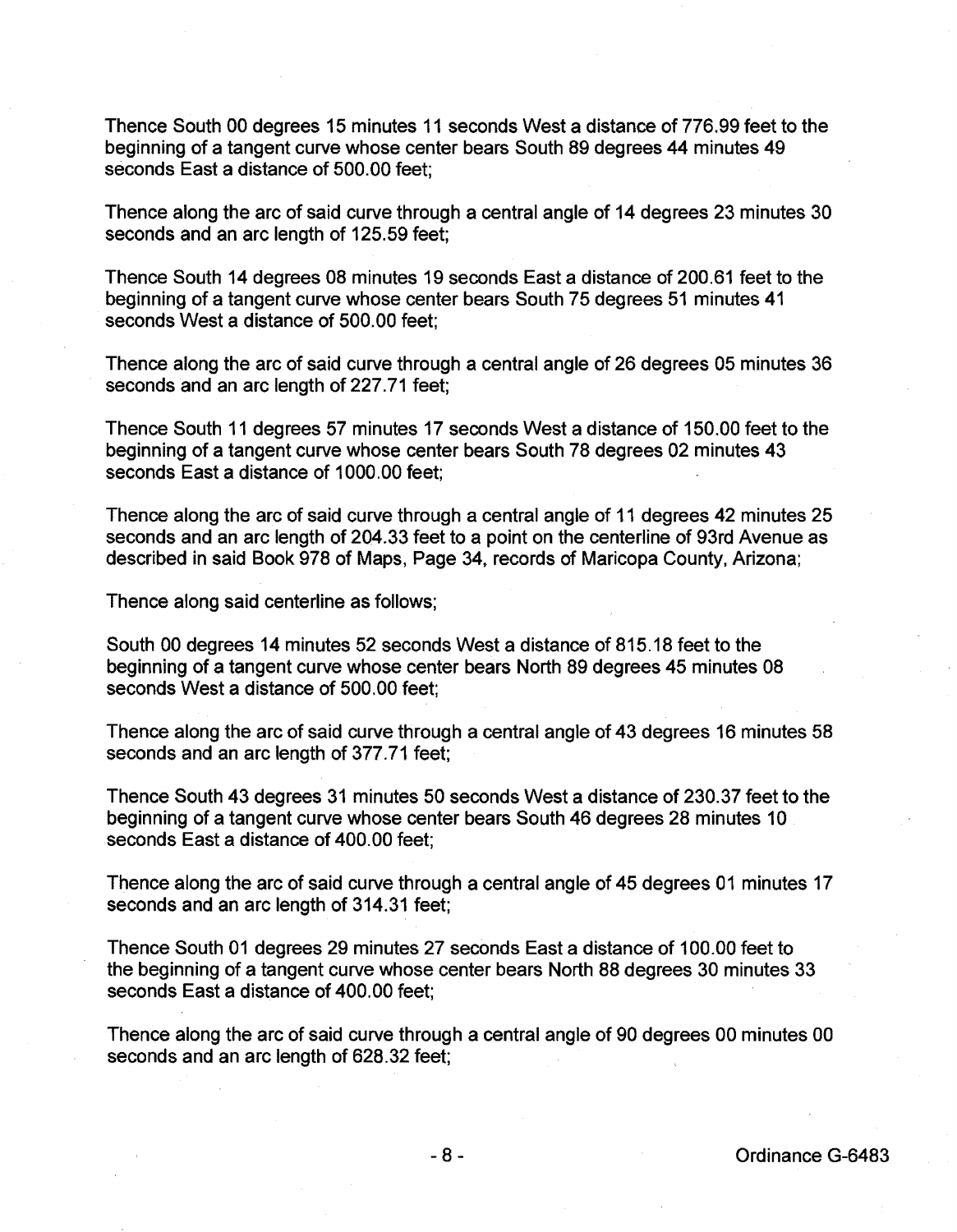Thence South 00 degrees 15 minutes 11 seconds West a distance of 776.99 feet to the beginning of a tangent curve whose center bears South 89 degrees 44 minutes 49 seconds East a distance of 500.00 feet;

Thence along the arc of said curve through a central angle of 14 degrees 23 minutes 30 seconds and an arc length of 125.59 feet;

Thence South 14 degrees 08 minutes 19 seconds East a distance of 200.61 feet to the beginning of a tangent curve whose center bears South 75 degrees 51 minutes 41 seconds West a distance of 500.00 feet;

Thence along the arc of said curve through a central angle of 26 degrees 05 minutes 36 seconds and an arc length of 227.71 feet;

Thence South 11 degrees 57 minutes 17 seconds West a distance of 150.00 feet to the beginning of a tangent curve whose center bears South 78 degrees 02 minutes 43 seconds East a distance of 1000.00 feet;

Thence along the arc of said curve through a central angle of 11 degrees 42 minutes 25 seconds and an arc length of 204.33 feet to a point on the centerline of 93rd Avenue as described in said Book 978 of Maps, Page 34, records of Maricopa County, Arizona;

Thence along said centerline as follows;

South 00 degrees 14 minutes 52 seconds West a distance of 815.18 feet to the beginning of a tangent curve whose center bears North 89 degrees 45 minutes 08 seconds West a distance of 500.00 feet;

Thence along the arc of said curve through a central angle of 43 degrees 16 minutes 58 seconds and an arc length of 377.71 feet;

Thence South 43 degrees 31 minutes 50 seconds West a distance of 230.37 feet to the beginning of a tangent curve whose center bears South 46 degrees 28 minutes 10 seconds East a distance of 400.00 feet;

Thence along the arc of said curve through a central angle of 45 degrees 01 minutes 17 seconds and an arc length of 314.31 feet;

Thence South 01 degrees 29 minutes 27 seconds East a distance of 100.00 feet to the beginning of a tangent curve whose center bears North 88 degrees 30 minutes 33 seconds East a distance of 400.00 feet;

Thence along the arc of said curve through a central angle of 90 degrees 00 minutes 00 seconds and an arc length of 628.32 feet;

Ordinance G-6483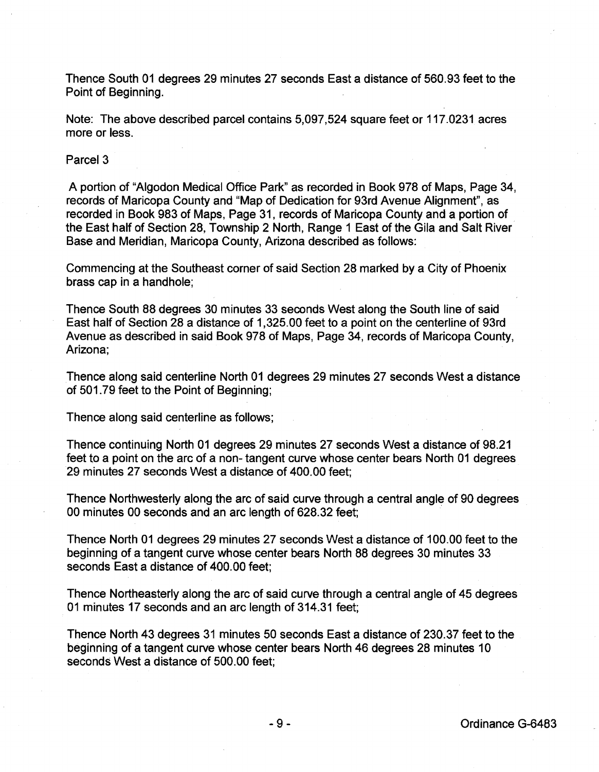Thence South 01 degrees 29 minutes 27 seconds East a distance of 560.93 feet to the Point of Beginning.

Note: The above described parcel contains 5,097,524 square feet or 117.0231 acres more or less.

Parcel 3

A portion of "Algodon Medical Office Park" as recorded in Book 978 of Maps, Page 34, records of Maricopa County and "Map of Dedication for 93rd Avenue Alignment", as recorded in Book 983 of Maps, Page 31, records of Maricopa County and a portion of the East half of Section 28, Township 2 North, Range 1 East of the Gila and Salt River Base and Meridian, Maricopa County, Arizona described as follows:

Commencing at the Southeast corner of said Section 28 marked by a City of Phoenix brass cap in a handhole;

Thence South 88 degrees 30 minutes 33 seconds West along the South line of said East half of Section 28 a distance of 1,325.00 feet to a point on the centerline of 93rd Avenue as described in said Book 978 of Maps, Page 34, records of Maricopa County, Arizona;

Thence along said centerline North 01 degrees 29 minutes 27 seconds West a distance of 501.79 feet to the Point of Beginning;

Thence along said centerline as follows;

Thence continuing North 01 degrees 29 minutes 27 seconds West a distance of 98.21 feet to a point on the arc of a non- tangent curve whose center bears North 01 degrees 29 minutes 27 seconds West a distance of 400.00 feet;

Thence Northwesterly along the arc of said curve through a central angle of 90 degrees 00 minutes 00 seconds and an arc length of 628.32 feet;

Thence North 01 degrees 29 minutes 27 seconds West a distance of 100.00 feet to the beginning of a tangent curve whose center bears North 88 degrees 30 minutes 33 seconds East a distance of 400.00 feet;

Thence Northeasterly along the arc of said curve through a central angle of 45 degrees 01 minutes 17 seconds and an arc length of 314.31 feet;

Thence North 43 degrees 31 minutes 50 seconds East a distance of 230.37 feet to the beginning of a tangent curve whose center bears North 46 degrees 28 minutes 10 seconds West a distance of 500.00 feet;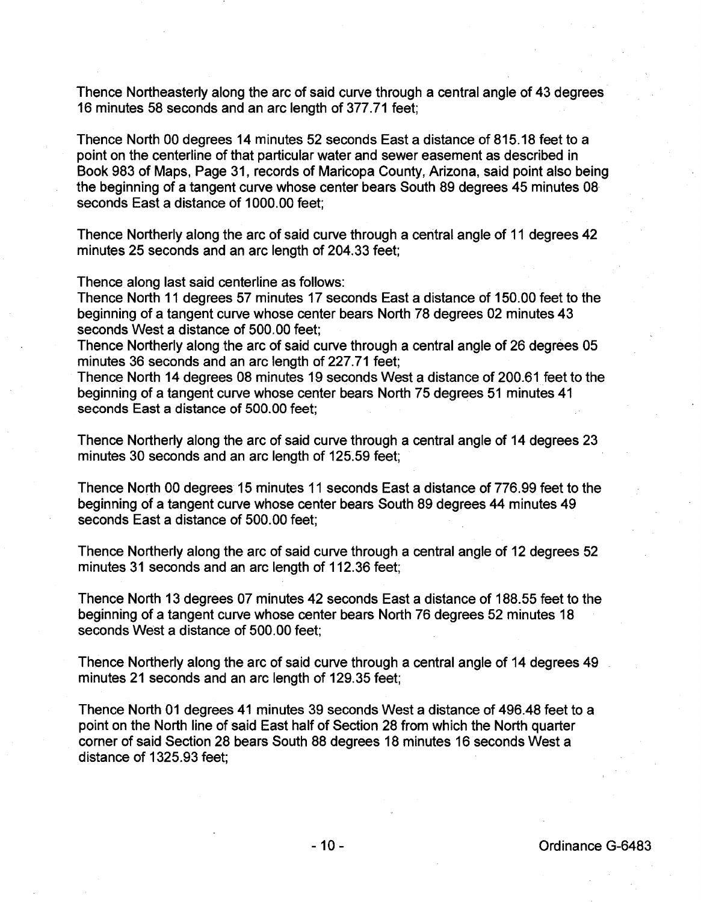Thence Northeasterly along the arc of said curve through a central angle of 43 degrees 16 minutes 58 seconds and an arc length of 377.71 feet;

Thence North 00 degrees 14 minutes 52 seconds East a distance of 815.18 feet to a point on the centerline of that particular water and sewer easement as described in Book 983 of Maps, Page 31, records of Maricopa County, Arizona, said point also being the beginning of a tangent curve whose center bears South 89 degrees 45 minutes 08 seconds East a distance of 1000.00 feet;

Thence Northerly along the arc of said curve through a central angle of 11 degrees 42 minutes 25 seconds and an arc length of 204.33 feet;

Thence along last said centerline as follows:
Thence North 11 degrees 57 minutes 17 seconds East a distance of 150.00 feet to the beginning of a tangent curve whose center bears North 78 degrees 02 minutes 43 seconds West a distance of 500.00 feet;
Thence Northerly along the arc of said curve through a central angle of 26 degrees 05 minutes 36 seconds and an arc length of 227.71 feet;
Thence North 14 degrees 08 minutes 19 seconds West a distance of 200.61 feet to the beginning of a tangent curve whose center bears North 75 degrees 51 minutes 41 seconds East a distance of 500.00 feet;

Thence Northerly along the arc of said curve through a central angle of 14 degrees 23 minutes 30 seconds and an arc length of 125.59 feet;

Thence North 00 degrees 15 minutes 11 seconds East a distance of 776.99 feet to the beginning of a tangent curve whose center bears South 89 degrees 44 minutes 49 seconds East a distance of 500.00 feet;

Thence Northerly along the arc of said curve through a central angle of 12 degrees 52 minutes 31 seconds and an arc length of 112.36 feet;

Thence North 13 degrees 07 minutes 42 seconds East a distance of 188.55 feet to the beginning of a tangent curve whose center bears North 76 degrees 52 minutes 18 seconds West a distance of 500.00 feet;

Thence Northerly along the arc of said curve through a central angle of 14 degrees 49 minutes 21 seconds and an arc length of 129.35 feet;

Thence North 01 degrees 41 minutes 39 seconds West a distance of 496.48 feet to a point on the North line of said East half of Section 28 from which the North quarter corner of said Section 28 bears South 88 degrees 18 minutes 16 seconds West a distance of 1325.93 feet;

Ordinance G-6483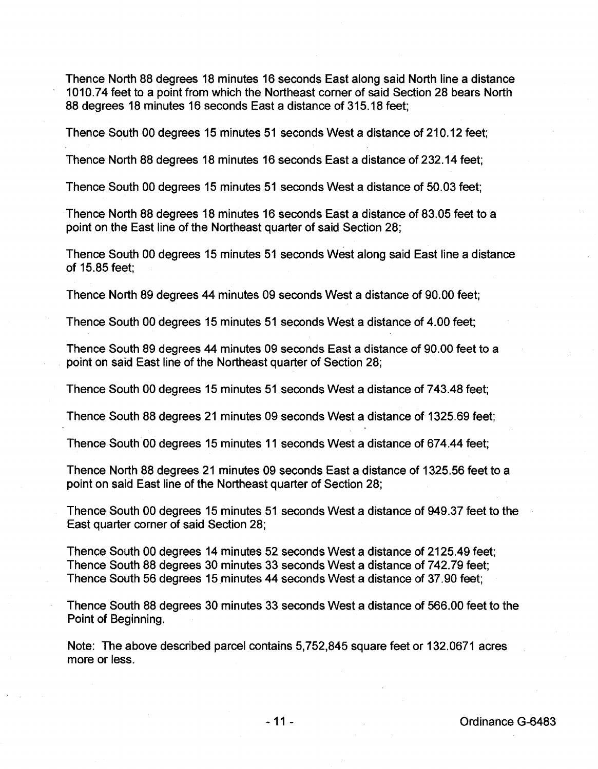Thence North 88 degrees 18 minutes 16 seconds East along said North line a distance 1010.74 feet to a point from which the Northeast corner of said Section 28 bears North 88 degrees 18 minutes 16 seconds East a distance of 315.18 feet;

Thence South 00 degrees 15 minutes 51 seconds West a distance of 210.12 feet;

Thence North 88 degrees 18 minutes 16 seconds East a distance of 232.14 feet;

Thence South 00 degrees 15 minutes 51 seconds West a distance of 50.03 feet;

Thence North 88 degrees 18 minutes 16 seconds East a distance of 83.05 feet to a point on the East line of the Northeast quarter of said Section 28;

Thence South 00 degrees 15 minutes 51 seconds West along said East line a distance of 15.85 feet;

Thence North 89 degrees 44 minutes 09 seconds West a distance of 90.00 feet;

Thence South 00 degrees 15 minutes 51 seconds West a distance of 4.00 feet;

Thence South 89 degrees 44 minutes 09 seconds East a distance of 90.00 feet to a point on said East line of the Northeast quarter of Section 28;

Thence South 00 degrees 15 minutes 51 seconds West a distance of 743.48 feet;

Thence South 88 degrees 21 minutes 09 seconds West a distance of 1325.69 feet;

Thence South 00 degrees 15 minutes 11 seconds West a distance of 674.44 feet;

Thence North 88 degrees 21 minutes 09 seconds East a distance of 1325.56 feet to a point on said East line of the Northeast quarter of Section 28;

Thence South 00 degrees 15 minutes 51 seconds West a distance of 949.37 feet to the East quarter corner of said Section 28;

Thence South 00 degrees 14 minutes 52 seconds West a distance of 2125.49 feet;
Thence South 88 degrees 30 minutes 33 seconds West a distance of 742.79 feet;
Thence South 56 degrees 15 minutes 44 seconds West a distance of 37.90 feet;

Thence South 88 degrees 30 minutes 33 seconds West a distance of 566.00 feet to the Point of Beginning.

Note: The above described parcel contains 5,752,845 square feet or 132.0671 acres more or less.

Ordinance G-6483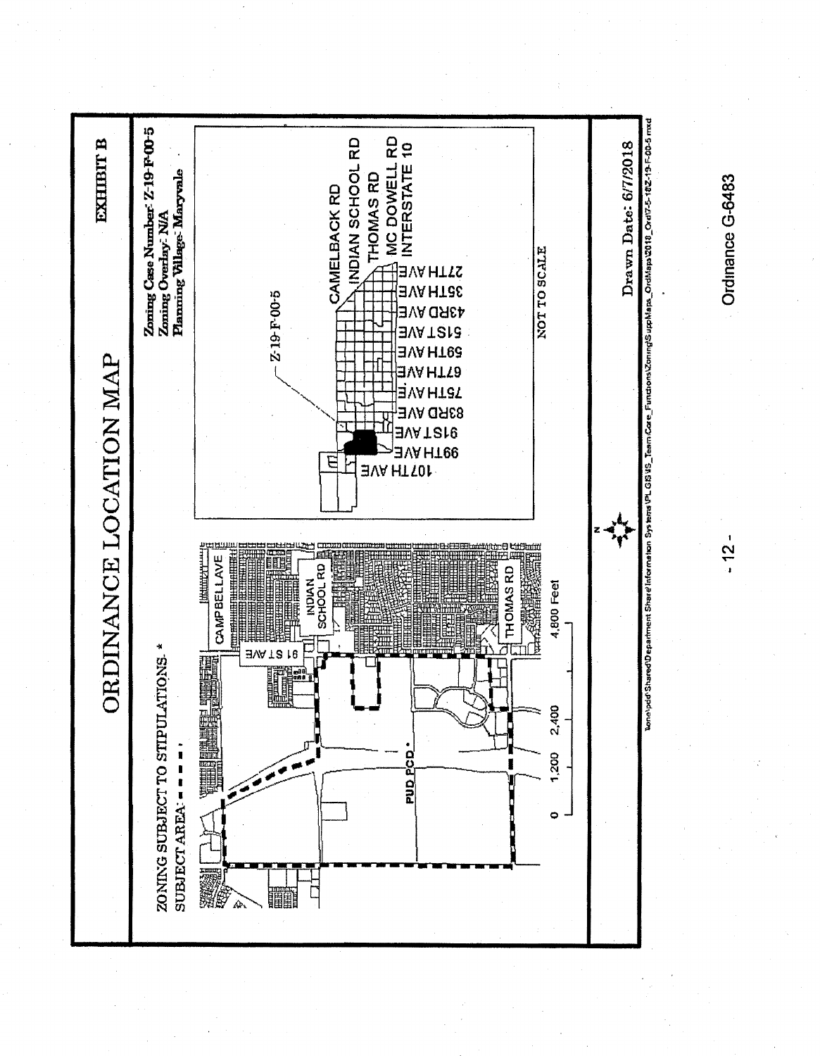# ORDINANCE LOCATION MAP

**EXHIBIT B**

ZONING SUBJECT TO STIPULATIONS: *

SUBJECT AREA: - - - - -

**Zoning Case Number: Z-19-F-00-5**
**Zoning Overlay: N/A**
**Planning Village: Maryvale**

CAMPBELL AVE

INDIAN SCHOOL RD

91 ST AVE

THOMAS RD

PUD PCD *

0 1,200 2,400 4,800 Feet

Z-19-F-00-5

CAMELBACK RD

INDIAN SCHOOL RD

THOMAS RD

MC DOWELL RD

INTERSTATE 10

107TH AVE

99TH AVE

91ST AVE

83RD AVE

75TH AVE

67TH AVE

59TH AVE

51ST AVE

43RD AVE

35TH AVE

27TH AVE

NOT TO SCALE

N

Drawn Date: 6/7/2018

\one\pdd\Shared\Department Share\Information Systems\PL GIS\IS_Team\Core_Functions\Zoning\SuppMaps_OrdMaps\2018_Ord\7-5-18\Z-19-F-00-5.mxd

Ordinance G-6483